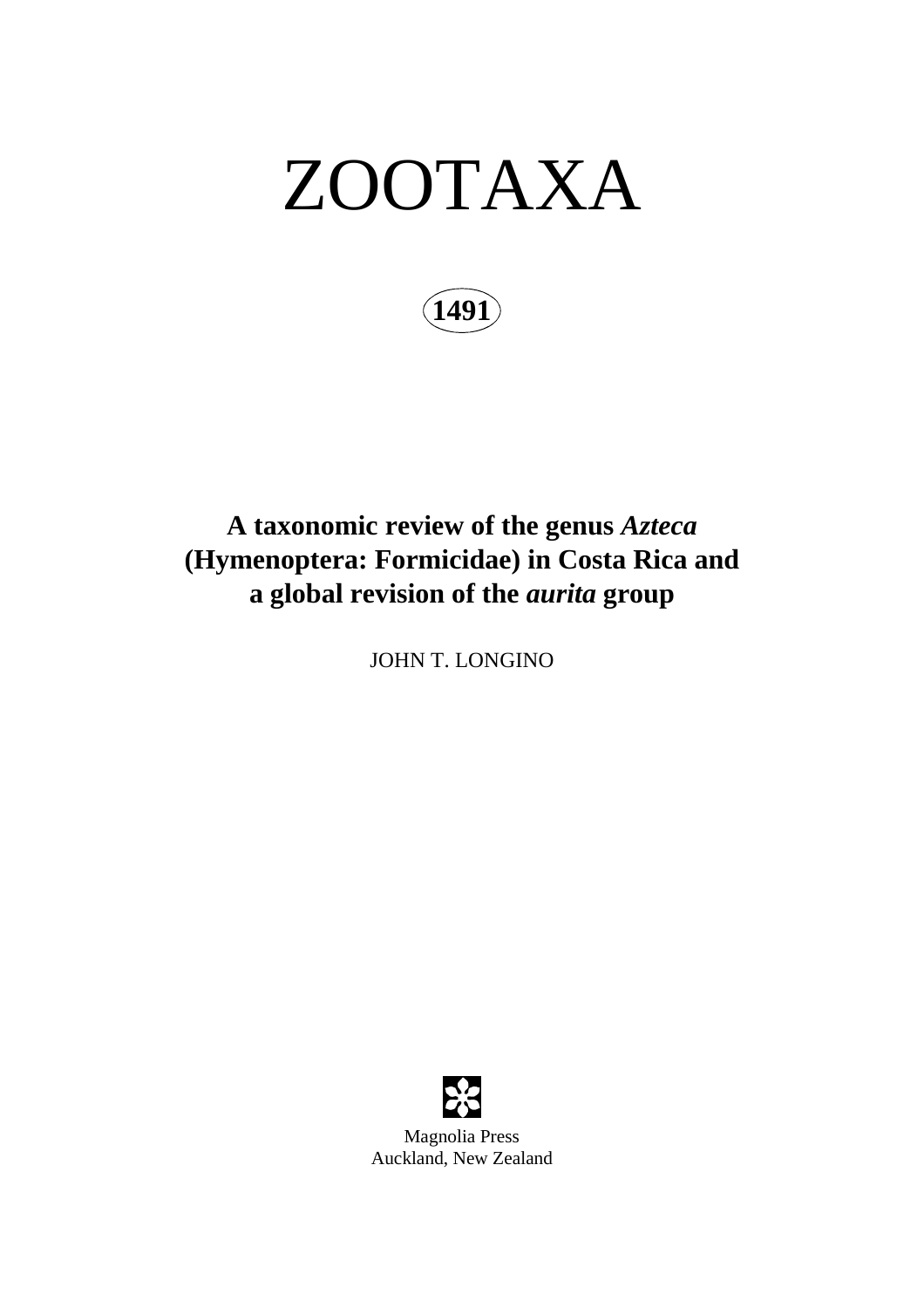# ZOOTAXA

**1491**

## A taxonomic review of the genus *Azteca* (Hymenoptera: Formicidae) in Costa Rica and a global revision of the *aurita* group

JOHN T. LONGINO

Magnolia Press
Auckland, New Zealand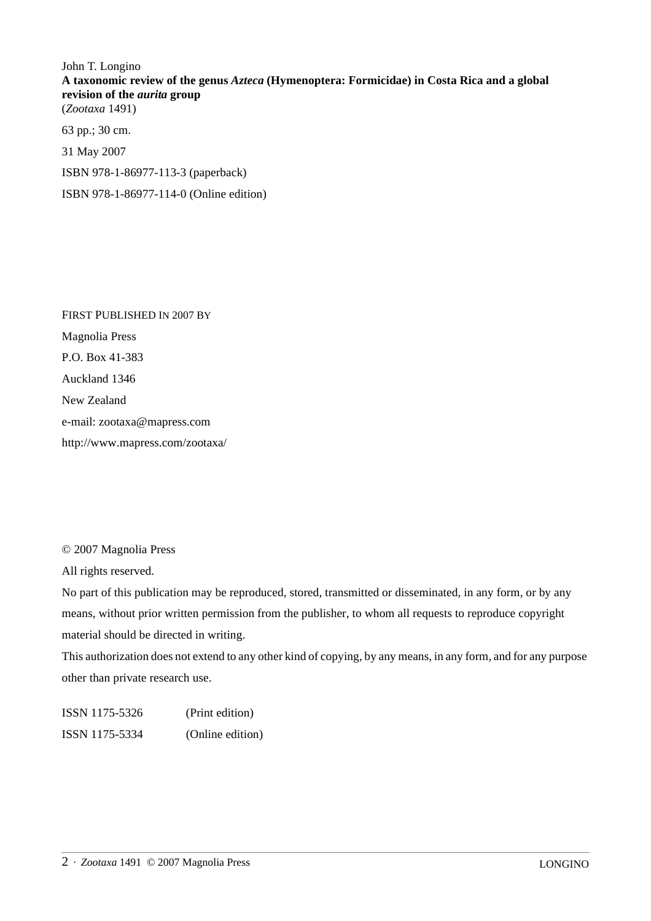John T. Longino
**A taxonomic review of the genus *Azteca* (Hymenoptera: Formicidae) in Costa Rica and a global revision of the *aurita* group**
(*Zootaxa* 1491)

63 pp.; 30 cm.

31 May 2007

ISBN 978-1-86977-113-3 (paperback)

ISBN 978-1-86977-114-0 (Online edition)

FIRST PUBLISHED IN 2007 BY

Magnolia Press

P.O. Box 41-383

Auckland 1346

New Zealand

e-mail: zootaxa@mapress.com

http://www.mapress.com/zootaxa/

© 2007 Magnolia Press

All rights reserved.

No part of this publication may be reproduced, stored, transmitted or disseminated, in any form, or by any means, without prior written permission from the publisher, to whom all requests to reproduce copyright material should be directed in writing.

This authorization does not extend to any other kind of copying, by any means, in any form, and for any purpose other than private research use.

ISSN 1175-5326 (Print edition)

ISSN 1175-5334 (Online edition)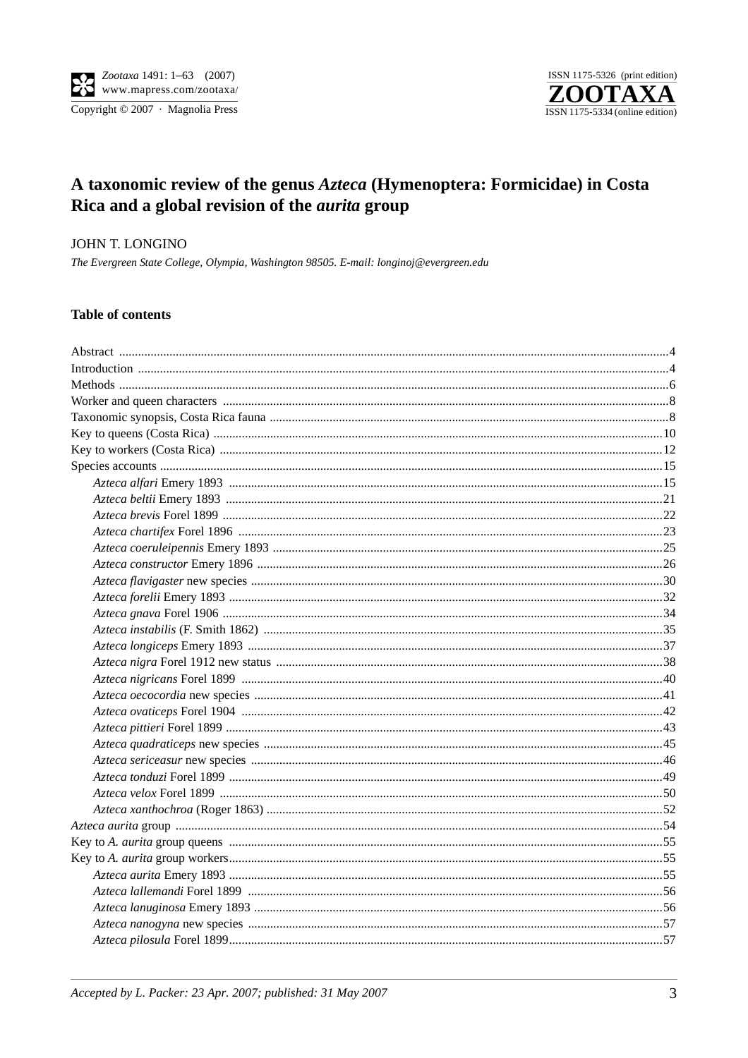# A taxonomic review of the genus *Azteca* (Hymenoptera: Formicidae) in Costa Rica and a global revision of the *aurita* group

JOHN T. LONGINO

*The Evergreen State College, Olympia, Washington 98505. E-mail: longinoj@evergreen.edu*

### Table of contents

Abstract ....................................................................................................................................................4
Introduction ..............................................................................................................................................4
Methods ....................................................................................................................................................6
Worker and queen characters ...................................................................................................................8
Taxonomic synopsis, Costa Rica fauna ....................................................................................................8
Key to queens (Costa Rica) ....................................................................................................................10
Key to workers (Costa Rica) ..................................................................................................................12
Species accounts .....................................................................................................................................15
- *Azteca alfari* Emery 1893 ...............................................................................................................15
- *Azteca beltii* Emery 1893 ................................................................................................................21
- *Azteca brevis* Forel 1899 ................................................................................................................22
- *Azteca chartifex* Forel 1896 ............................................................................................................23
- *Azteca coeruleipennis* Emery 1893 .................................................................................................25
- *Azteca constructor* Emery 1896 ......................................................................................................26
- *Azteca flavigaster* new species ........................................................................................................30
- *Azteca forelii* Emery 1893 ...............................................................................................................32
- *Azteca gnava* Forel 1906 .................................................................................................................34
- *Azteca instabilis* (F. Smith 1862) ....................................................................................................35
- *Azteca longiceps* Emery 1893 .........................................................................................................37
- *Azteca nigra* Forel 1912 new status ................................................................................................38
- *Azteca nigricans* Forel 1899 ...........................................................................................................40
- *Azteca oecocordia* new species .......................................................................................................41
- *Azteca ovaticeps* Forel 1904 ...........................................................................................................42
- *Azteca pittieri* Forel 1899 ................................................................................................................43
- *Azteca quadraticeps* new species ....................................................................................................45
- *Azteca sericeasur* new species ........................................................................................................46
- *Azteca tonduzi* Forel 1899 ...............................................................................................................49
- *Azteca velox* Forel 1899 ..................................................................................................................50
- *Azteca xanthochroa* (Roger 1863) ...................................................................................................52

*Azteca aurita* group ...............................................................................................................................54
Key to *A. aurita* group queens ..............................................................................................................55
Key to *A. aurita* group workers..............................................................................................................55
- *Azteca aurita* Emery 1893 ...............................................................................................................55
- *Azteca lallemandi* Forel 1899 .........................................................................................................56
- *Azteca lanuginosa* Emery 1893 .......................................................................................................56
- *Azteca nanogyna* new species .........................................................................................................57
- *Azteca pilosula* Forel 1899..............................................................................................................57

*Accepted by L. Packer: 23 Apr. 2007; published: 31 May 2007*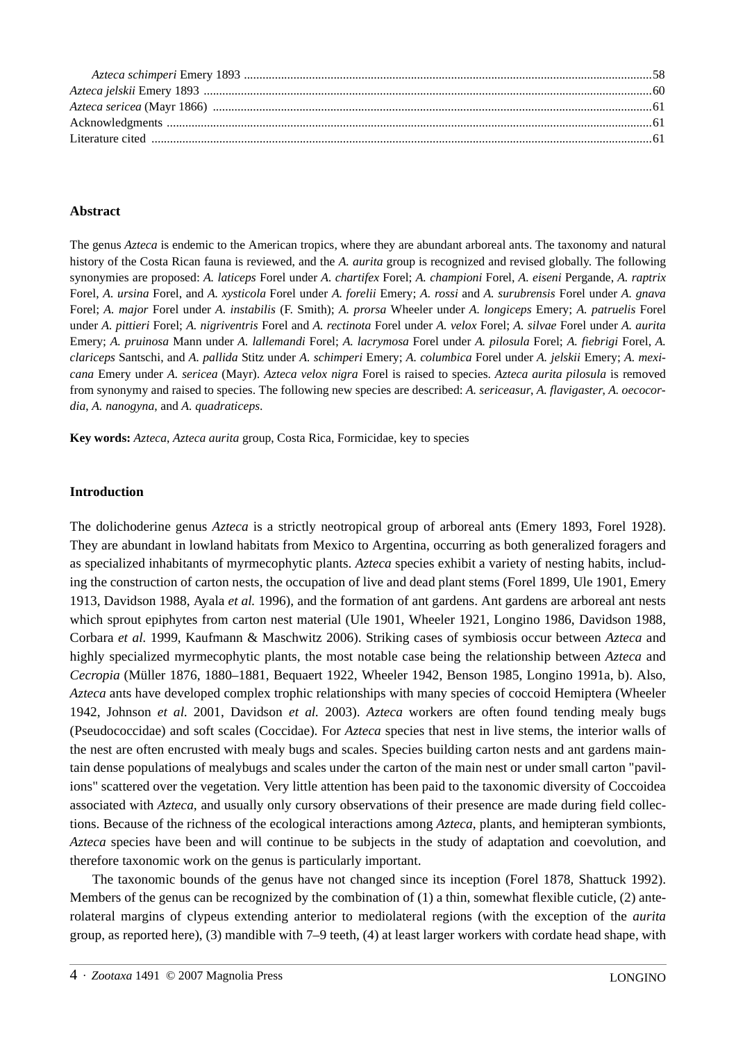*Azteca schimperi* Emery 1893 ....................................................................................................................................58
*Azteca jelskii* Emery 1893 .........................................................................................................................................60
*Azteca sericea* (Mayr 1866) ......................................................................................................................................61
Acknowledgments .......................................................................................................................................................61
Literature cited ............................................................................................................................................................61

## Abstract

The genus *Azteca* is endemic to the American tropics, where they are abundant arboreal ants. The taxonomy and natural history of the Costa Rican fauna is reviewed, and the *A. aurita* group is recognized and revised globally. The following synonymies are proposed: *A. laticeps* Forel under *A. chartifex* Forel; *A. championi* Forel, *A. eiseni* Pergande, *A. raptrix* Forel, *A. ursina* Forel, and *A. xysticola* Forel under *A. forelii* Emery; *A. rossi* and *A. surubrensis* Forel under *A. gnava* Forel; *A. major* Forel under *A. instabilis* (F. Smith); *A. prorsa* Wheeler under *A. longiceps* Emery; *A. patruelis* Forel under *A. pittieri* Forel; *A. nigriventris* Forel and *A. rectinota* Forel under *A. velox* Forel; *A. silvae* Forel under *A. aurita* Emery; *A. pruinosa* Mann under *A. lallemandi* Forel; *A. lacrymosa* Forel under *A. pilosula* Forel; *A. fiebrigi* Forel, *A. clariceps* Santschi, and *A. pallida* Stitz under *A. schimperi* Emery; *A. columbica* Forel under *A. jelskii* Emery; *A. mexicana* Emery under *A. sericea* (Mayr). *Azteca velox nigra* Forel is raised to species. *Azteca aurita pilosula* is removed from synonymy and raised to species. The following new species are described: *A. sericeasur*, *A. flavigaster, A. oecocordia*, *A. nanogyna*, and *A. quadraticeps*.

**Key words:** *Azteca*, *Azteca aurita* group, Costa Rica, Formicidae, key to species

## Introduction

The dolichoderine genus *Azteca* is a strictly neotropical group of arboreal ants (Emery 1893, Forel 1928). They are abundant in lowland habitats from Mexico to Argentina, occurring as both generalized foragers and as specialized inhabitants of myrmecophytic plants. *Azteca* species exhibit a variety of nesting habits, including the construction of carton nests, the occupation of live and dead plant stems (Forel 1899, Ule 1901, Emery 1913, Davidson 1988, Ayala *et al.* 1996), and the formation of ant gardens. Ant gardens are arboreal ant nests which sprout epiphytes from carton nest material (Ule 1901, Wheeler 1921, Longino 1986, Davidson 1988, Corbara *et al.* 1999, Kaufmann & Maschwitz 2006). Striking cases of symbiosis occur between *Azteca* and highly specialized myrmecophytic plants, the most notable case being the relationship between *Azteca* and *Cecropia* (Müller 1876, 1880–1881, Bequaert 1922, Wheeler 1942, Benson 1985, Longino 1991a, b). Also, *Azteca* ants have developed complex trophic relationships with many species of coccoid Hemiptera (Wheeler 1942, Johnson *et al.* 2001, Davidson *et al.* 2003). *Azteca* workers are often found tending mealy bugs (Pseudococcidae) and soft scales (Coccidae). For *Azteca* species that nest in live stems, the interior walls of the nest are often encrusted with mealy bugs and scales. Species building carton nests and ant gardens maintain dense populations of mealybugs and scales under the carton of the main nest or under small carton "pavilions" scattered over the vegetation. Very little attention has been paid to the taxonomic diversity of Coccoidea associated with *Azteca*, and usually only cursory observations of their presence are made during field collections. Because of the richness of the ecological interactions among *Azteca*, plants, and hemipteran symbionts, *Azteca* species have been and will continue to be subjects in the study of adaptation and coevolution, and therefore taxonomic work on the genus is particularly important.

The taxonomic bounds of the genus have not changed since its inception (Forel 1878, Shattuck 1992). Members of the genus can be recognized by the combination of (1) a thin, somewhat flexible cuticle, (2) anterolateral margins of clypeus extending anterior to mediolateral regions (with the exception of the *aurita* group, as reported here), (3) mandible with 7–9 teeth, (4) at least larger workers with cordate head shape, with